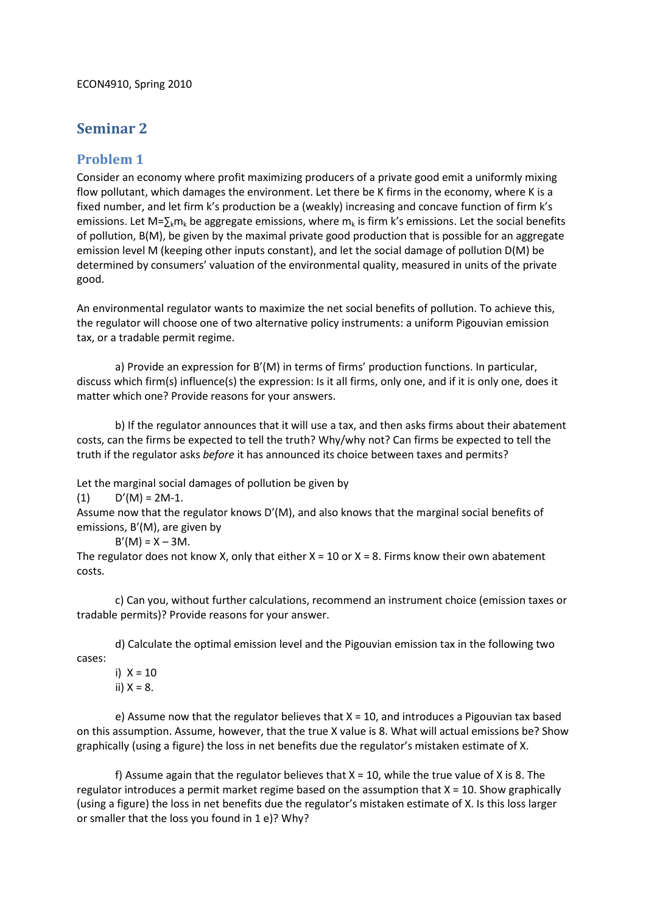ECON4910, Spring 2010

# Seminar 2

## Problem 1

Consider an economy where profit maximizing producers of a private good emit a uniformly mixing flow pollutant, which damages the environment. Let there be K firms in the economy, where K is a fixed number, and let firm k's production be a (weakly) increasing and concave function of firm k's emissions. Let $M=\sum_k m_k$ be aggregate emissions, where $m_k$ is firm k's emissions. Let the social benefits of pollution, B(M), be given by the maximal private good production that is possible for an aggregate emission level M (keeping other inputs constant), and let the social damage of pollution D(M) be determined by consumers' valuation of the environmental quality, measured in units of the private good.

An environmental regulator wants to maximize the net social benefits of pollution. To achieve this, the regulator will choose one of two alternative policy instruments: a uniform Pigouvian emission tax, or a tradable permit regime.

a) Provide an expression for B'(M) in terms of firms' production functions. In particular, discuss which firm(s) influence(s) the expression: Is it all firms, only one, and if it is only one, does it matter which one? Provide reasons for your answers.

b) If the regulator announces that it will use a tax, and then asks firms about their abatement costs, can the firms be expected to tell the truth? Why/why not? Can firms be expected to tell the truth if the regulator asks *before* it has announced its choice between taxes and permits?

Let the marginal social damages of pollution be given by

(1) $D'(M) = 2M-1.$

Assume now that the regulator knows D'(M), and also knows that the marginal social benefits of emissions, B'(M), are given by

$B'(M) = X - 3M.$

The regulator does not know X, only that either X = 10 or X = 8. Firms know their own abatement costs.

c) Can you, without further calculations, recommend an instrument choice (emission taxes or tradable permits)? Provide reasons for your answer.

d) Calculate the optimal emission level and the Pigouvian emission tax in the following two cases:

i) X = 10

ii) X = 8.

e) Assume now that the regulator believes that X = 10, and introduces a Pigouvian tax based on this assumption. Assume, however, that the true X value is 8. What will actual emissions be? Show graphically (using a figure) the loss in net benefits due the regulator's mistaken estimate of X.

f) Assume again that the regulator believes that X = 10, while the true value of X is 8. The regulator introduces a permit market regime based on the assumption that X = 10. Show graphically (using a figure) the loss in net benefits due the regulator's mistaken estimate of X. Is this loss larger or smaller that the loss you found in 1 e)? Why?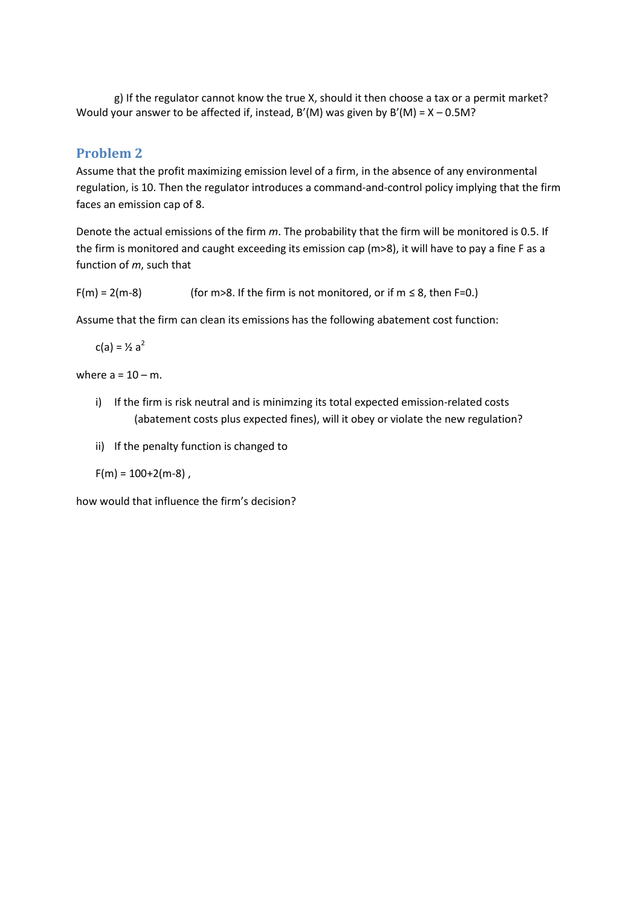g) If the regulator cannot know the true X, should it then choose a tax or a permit market? Would your answer to be affected if, instead, $B'(M)$ was given by $B'(M) = X - 0.5M$?

## Problem 2

Assume that the profit maximizing emission level of a firm, in the absence of any environmental regulation, is 10. Then the regulator introduces a command-and-control policy implying that the firm faces an emission cap of 8.

Denote the actual emissions of the firm *m*. The probability that the firm will be monitored is 0.5. If the firm is monitored and caught exceeding its emission cap ($m>8$), it will have to pay a fine F as a function of *m*, such that

$F(m) = 2(m-8)$ (for $m>8$. If the firm is not monitored, or if $m \leq 8$, then $F=0$.)

Assume that the firm can clean its emissions has the following abatement cost function:

$c(a) = ½ a^2$

where $a = 10 - m$.

i) If the firm is risk neutral and is minimzing its total expected emission-related costs (abatement costs plus expected fines), will it obey or violate the new regulation?

ii) If the penalty function is changed to

$F(m) = 100+2(m-8)$ ,

how would that influence the firm's decision?